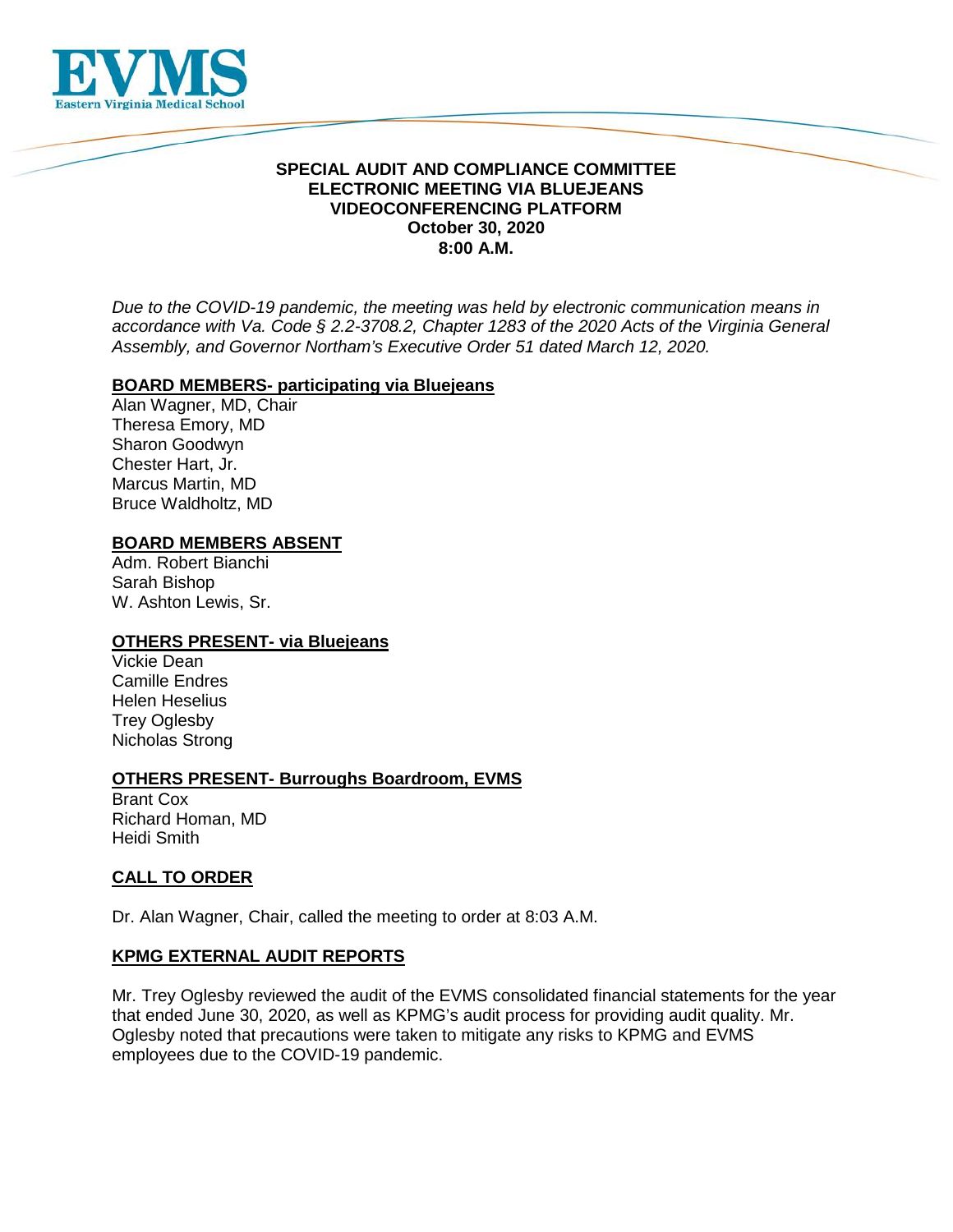**SPECIAL AUDIT AND COMPLIANCE COMMITTEE**
**ELECTRONIC MEETING VIA BLUEJEANS**
**VIDEOCONFERENCING PLATFORM**
**October 30, 2020**
**8:00 A.M.**

*Due to the COVID-19 pandemic, the meeting was held by electronic communication means in accordance with Va. Code § 2.2-3708.2, Chapter 1283 of the 2020 Acts of the Virginia General Assembly, and Governor Northam's Executive Order 51 dated March 12, 2020.*

**BOARD MEMBERS- participating via Bluejeans**

Alan Wagner, MD, Chair
Theresa Emory, MD
Sharon Goodwyn
Chester Hart, Jr.
Marcus Martin, MD
Bruce Waldholtz, MD

**BOARD MEMBERS ABSENT**

Adm. Robert Bianchi
Sarah Bishop
W. Ashton Lewis, Sr.

**OTHERS PRESENT- via Bluejeans**

Vickie Dean
Camille Endres
Helen Heselius
Trey Oglesby
Nicholas Strong

**OTHERS PRESENT- Burroughs Boardroom, EVMS**

Brant Cox
Richard Homan, MD
Heidi Smith

**CALL TO ORDER**

Dr. Alan Wagner, Chair, called the meeting to order at 8:03 A.M.

**KPMG EXTERNAL AUDIT REPORTS**

Mr. Trey Oglesby reviewed the audit of the EVMS consolidated financial statements for the year that ended June 30, 2020, as well as KPMG's audit process for providing audit quality. Mr. Oglesby noted that precautions were taken to mitigate any risks to KPMG and EVMS employees due to the COVID-19 pandemic.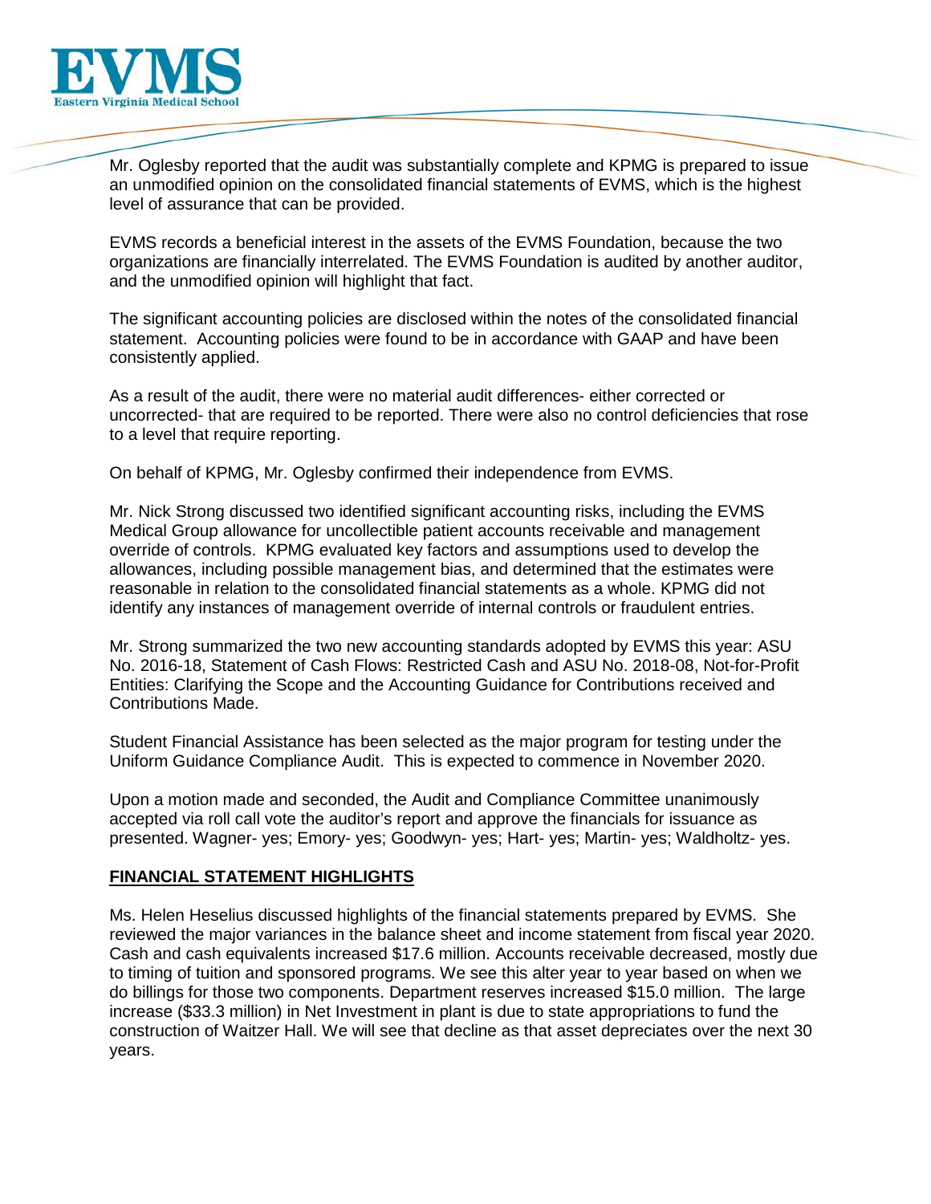Mr. Oglesby reported that the audit was substantially complete and KPMG is prepared to issue an unmodified opinion on the consolidated financial statements of EVMS, which is the highest level of assurance that can be provided.

EVMS records a beneficial interest in the assets of the EVMS Foundation, because the two organizations are financially interrelated. The EVMS Foundation is audited by another auditor, and the unmodified opinion will highlight that fact.

The significant accounting policies are disclosed within the notes of the consolidated financial statement. Accounting policies were found to be in accordance with GAAP and have been consistently applied.

As a result of the audit, there were no material audit differences- either corrected or uncorrected- that are required to be reported. There were also no control deficiencies that rose to a level that require reporting.

On behalf of KPMG, Mr. Oglesby confirmed their independence from EVMS.

Mr. Nick Strong discussed two identified significant accounting risks, including the EVMS Medical Group allowance for uncollectible patient accounts receivable and management override of controls. KPMG evaluated key factors and assumptions used to develop the allowances, including possible management bias, and determined that the estimates were reasonable in relation to the consolidated financial statements as a whole. KPMG did not identify any instances of management override of internal controls or fraudulent entries.

Mr. Strong summarized the two new accounting standards adopted by EVMS this year: ASU No. 2016-18, Statement of Cash Flows: Restricted Cash and ASU No. 2018-08, Not-for-Profit Entities: Clarifying the Scope and the Accounting Guidance for Contributions received and Contributions Made.

Student Financial Assistance has been selected as the major program for testing under the Uniform Guidance Compliance Audit. This is expected to commence in November 2020.

Upon a motion made and seconded, the Audit and Compliance Committee unanimously accepted via roll call vote the auditor's report and approve the financials for issuance as presented. Wagner- yes; Emory- yes; Goodwyn- yes; Hart- yes; Martin- yes; Waldholtz- yes.

## FINANCIAL STATEMENT HIGHLIGHTS

Ms. Helen Heselius discussed highlights of the financial statements prepared by EVMS. She reviewed the major variances in the balance sheet and income statement from fiscal year 2020. Cash and cash equivalents increased $17.6 million. Accounts receivable decreased, mostly due to timing of tuition and sponsored programs. We see this alter year to year based on when we do billings for those two components. Department reserves increased $15.0 million. The large increase ($33.3 million) in Net Investment in plant is due to state appropriations to fund the construction of Waitzer Hall. We will see that decline as that asset depreciates over the next 30 years.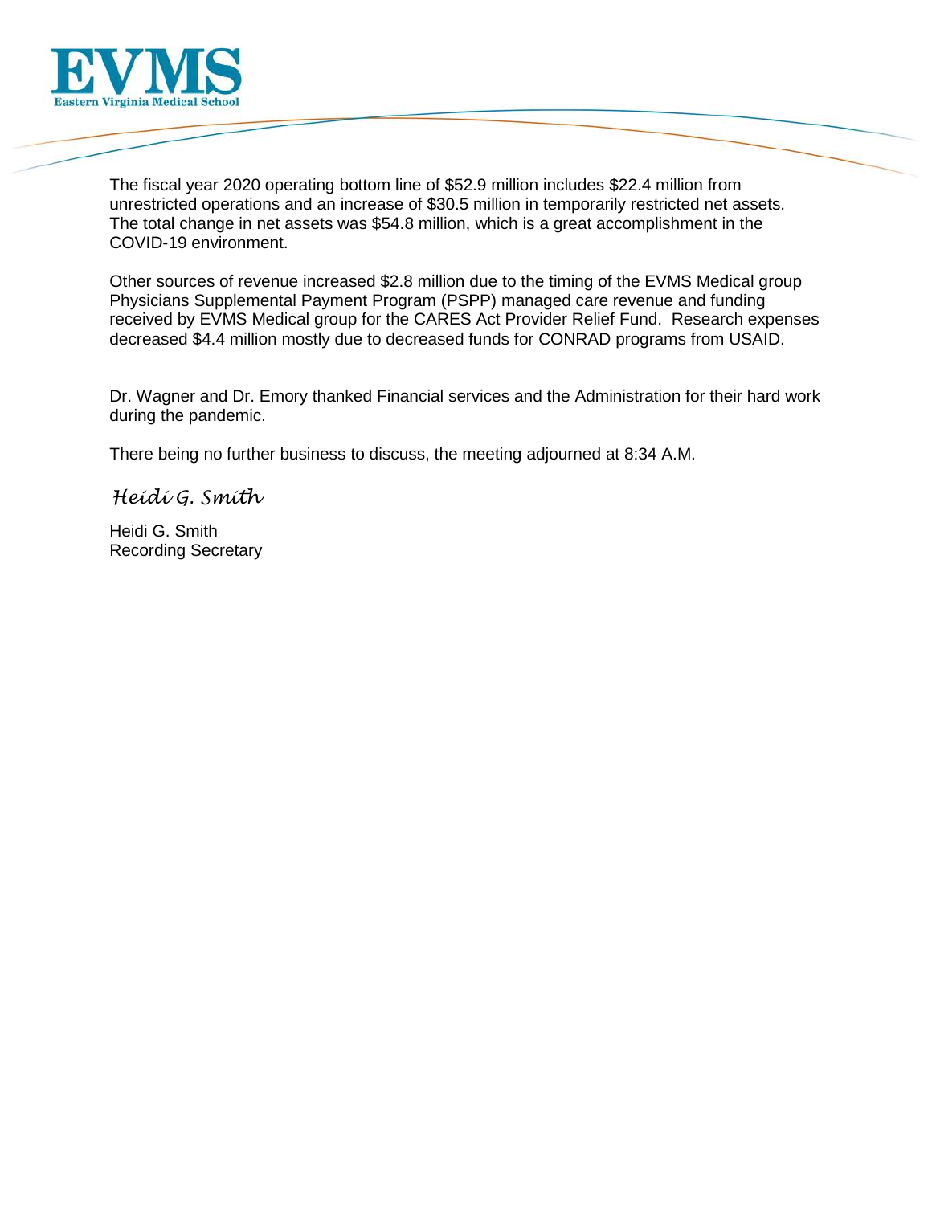The fiscal year 2020 operating bottom line of $52.9 million includes $22.4 million from unrestricted operations and an increase of $30.5 million in temporarily restricted net assets. The total change in net assets was $54.8 million, which is a great accomplishment in the COVID-19 environment.

Other sources of revenue increased $2.8 million due to the timing of the EVMS Medical group Physicians Supplemental Payment Program (PSPP) managed care revenue and funding received by EVMS Medical group for the CARES Act Provider Relief Fund. Research expenses decreased $4.4 million mostly due to decreased funds for CONRAD programs from USAID.

Dr. Wagner and Dr. Emory thanked Financial services and the Administration for their hard work during the pandemic.

There being no further business to discuss, the meeting adjourned at 8:34 A.M.

*Heidi G. Smith*

Heidi G. Smith
Recording Secretary